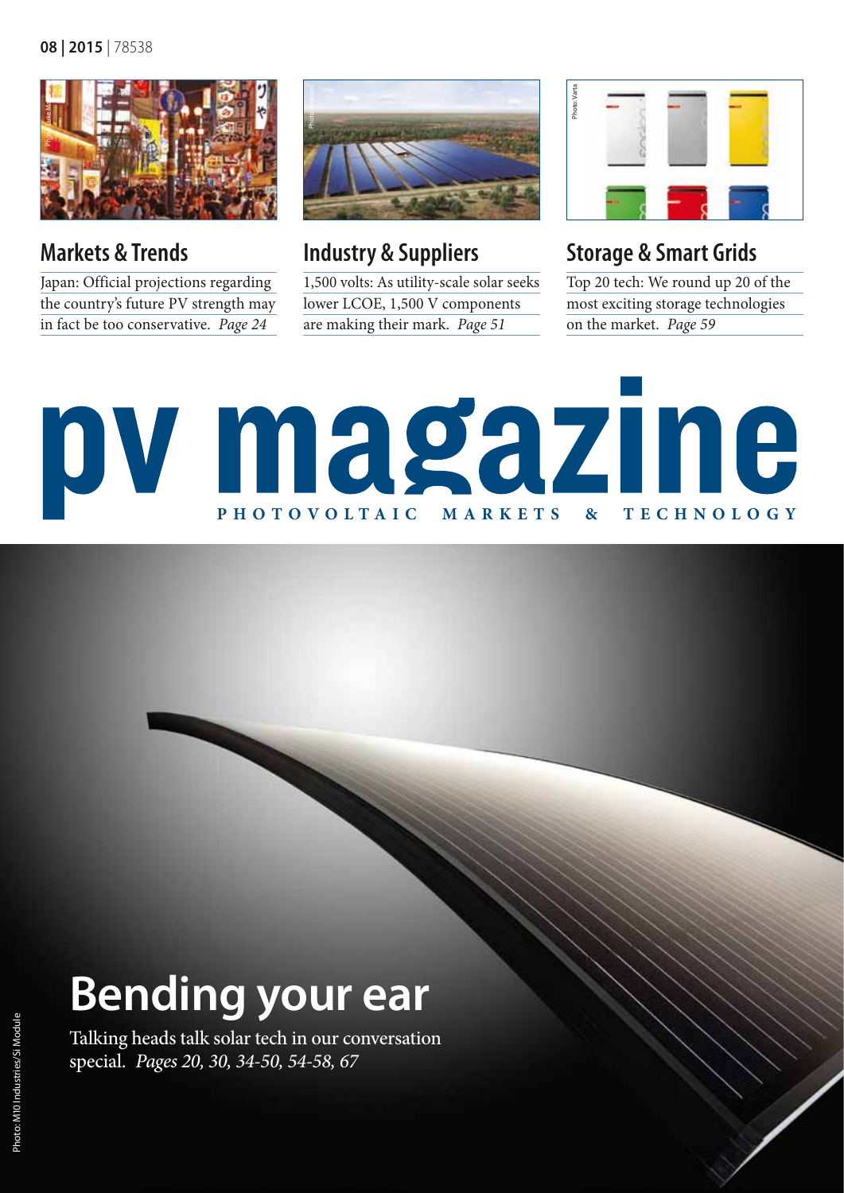08 | 2015 | 78538

## Markets & Trends

Japan: Official projections regarding the country's future PV strength may in fact be too conservative. *Page 24*

## Industry & Suppliers

1,500 volts: As utility-scale solar seeks lower LCOE, 1,500 V components are making their mark. *Page 51*

## Storage & Smart Grids

Top 20 tech: We round up 20 of the most exciting storage technologies on the market. *Page 59*

Photo: Varta

# pv magazine

PHOTOVOLTAIC MARKETS & TECHNOLOGY

# Bending your ear

Talking heads talk solar tech in our conversation special. *Pages 20, 30, 34-50, 54-58, 67*

Photo: M10 Industries/Si Module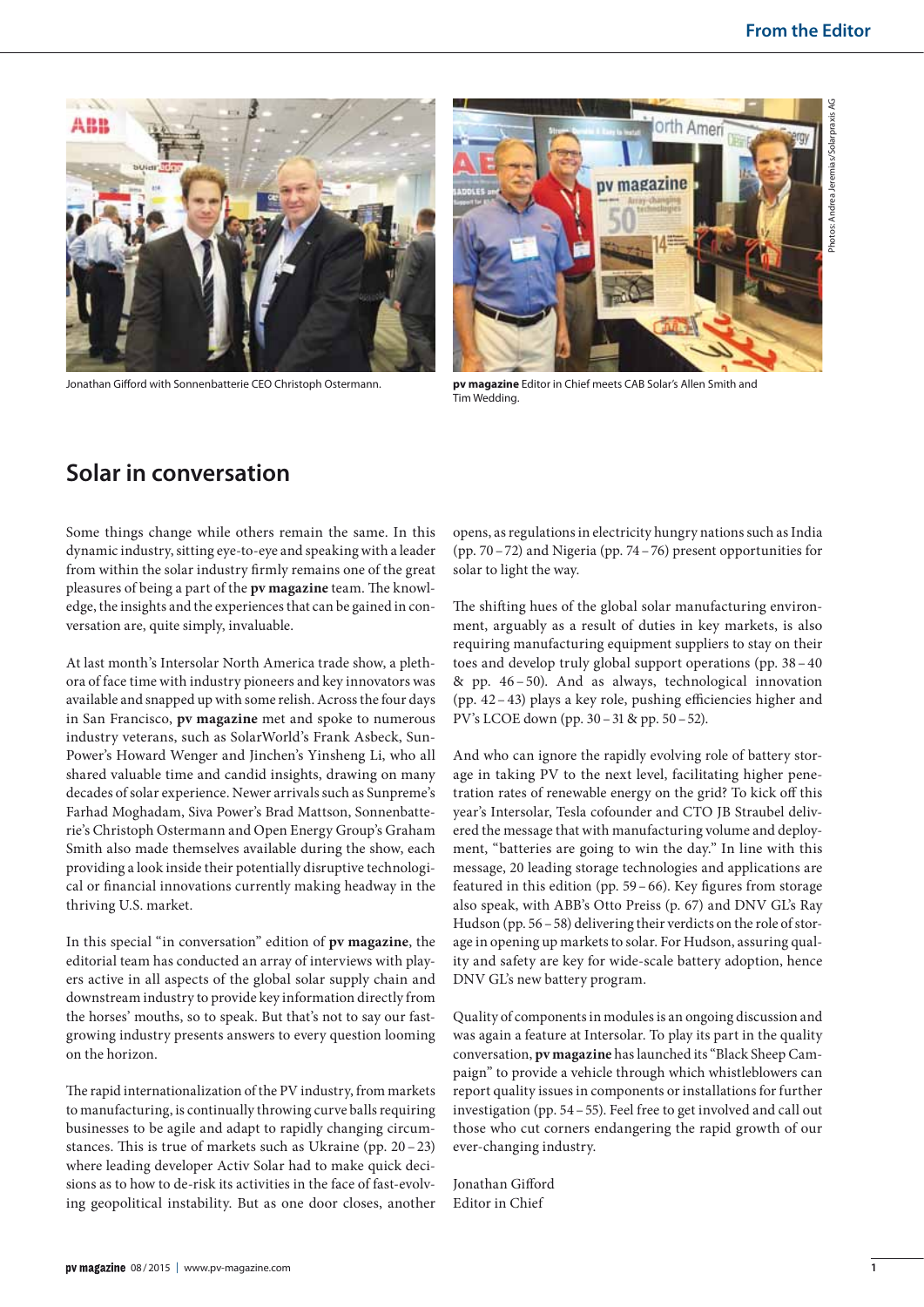Jonathan Gifford with Sonnenbatterie CEO Christoph Ostermann.

**pv magazine** Editor in Chief meets CAB Solar's Allen Smith and Tim Wedding.

Photos: Andrea Jeremias/Solarpraxis AG

## Solar in conversation

Some things change while others remain the same. In this dynamic industry, sitting eye-to-eye and speaking with a leader from within the solar industry firmly remains one of the great pleasures of being a part of the **pv magazine** team. The knowledge, the insights and the experiences that can be gained in conversation are, quite simply, invaluable.

At last month's Intersolar North America trade show, a plethora of face time with industry pioneers and key innovators was available and snapped up with some relish. Across the four days in San Francisco, **pv magazine** met and spoke to numerous industry veterans, such as SolarWorld's Frank Asbeck, SunPower's Howard Wenger and Jinchen's Yinsheng Li, who all shared valuable time and candid insights, drawing on many decades of solar experience. Newer arrivals such as Sunpreme's Farhad Moghadam, Siva Power's Brad Mattson, Sonnenbatterie's Christoph Ostermann and Open Energy Group's Graham Smith also made themselves available during the show, each providing a look inside their potentially disruptive technological or financial innovations currently making headway in the thriving U.S. market.

In this special "in conversation" edition of **pv magazine**, the editorial team has conducted an array of interviews with players active in all aspects of the global solar supply chain and downstream industry to provide key information directly from the horses' mouths, so to speak. But that's not to say our fast-growing industry presents answers to every question looming on the horizon.

The rapid internationalization of the PV industry, from markets to manufacturing, is continually throwing curve balls requiring businesses to be agile and adapt to rapidly changing circumstances. This is true of markets such as Ukraine (pp. 20 – 23) where leading developer Activ Solar had to make quick decisions as to how to de-risk its activities in the face of fast-evolving geopolitical instability. But as one door closes, another opens, as regulations in electricity hungry nations such as India (pp. 70 – 72) and Nigeria (pp. 74 – 76) present opportunities for solar to light the way.

The shifting hues of the global solar manufacturing environment, arguably as a result of duties in key markets, is also requiring manufacturing equipment suppliers to stay on their toes and develop truly global support operations (pp. 38 – 40 & pp. 46 – 50). And as always, technological innovation (pp. 42 – 43) plays a key role, pushing efficiencies higher and PV's LCOE down (pp. 30 – 31 & pp. 50 – 52).

And who can ignore the rapidly evolving role of battery storage in taking PV to the next level, facilitating higher penetration rates of renewable energy on the grid? To kick off this year's Intersolar, Tesla cofounder and CTO JB Straubel delivered the message that with manufacturing volume and deployment, "batteries are going to win the day." In line with this message, 20 leading storage technologies and applications are featured in this edition (pp. 59 – 66). Key figures from storage also speak, with ABB's Otto Preiss (p. 67) and DNV GL's Ray Hudson (pp. 56 – 58) delivering their verdicts on the role of storage in opening up markets to solar. For Hudson, assuring quality and safety are key for wide-scale battery adoption, hence DNV GL's new battery program.

Quality of components in modules is an ongoing discussion and was again a feature at Intersolar. To play its part in the quality conversation, **pv magazine** has launched its "Black Sheep Campaign" to provide a vehicle through which whistleblowers can report quality issues in components or installations for further investigation (pp. 54 – 55). Feel free to get involved and call out those who cut corners endangering the rapid growth of our ever-changing industry.

Jonathan Gifford
Editor in Chief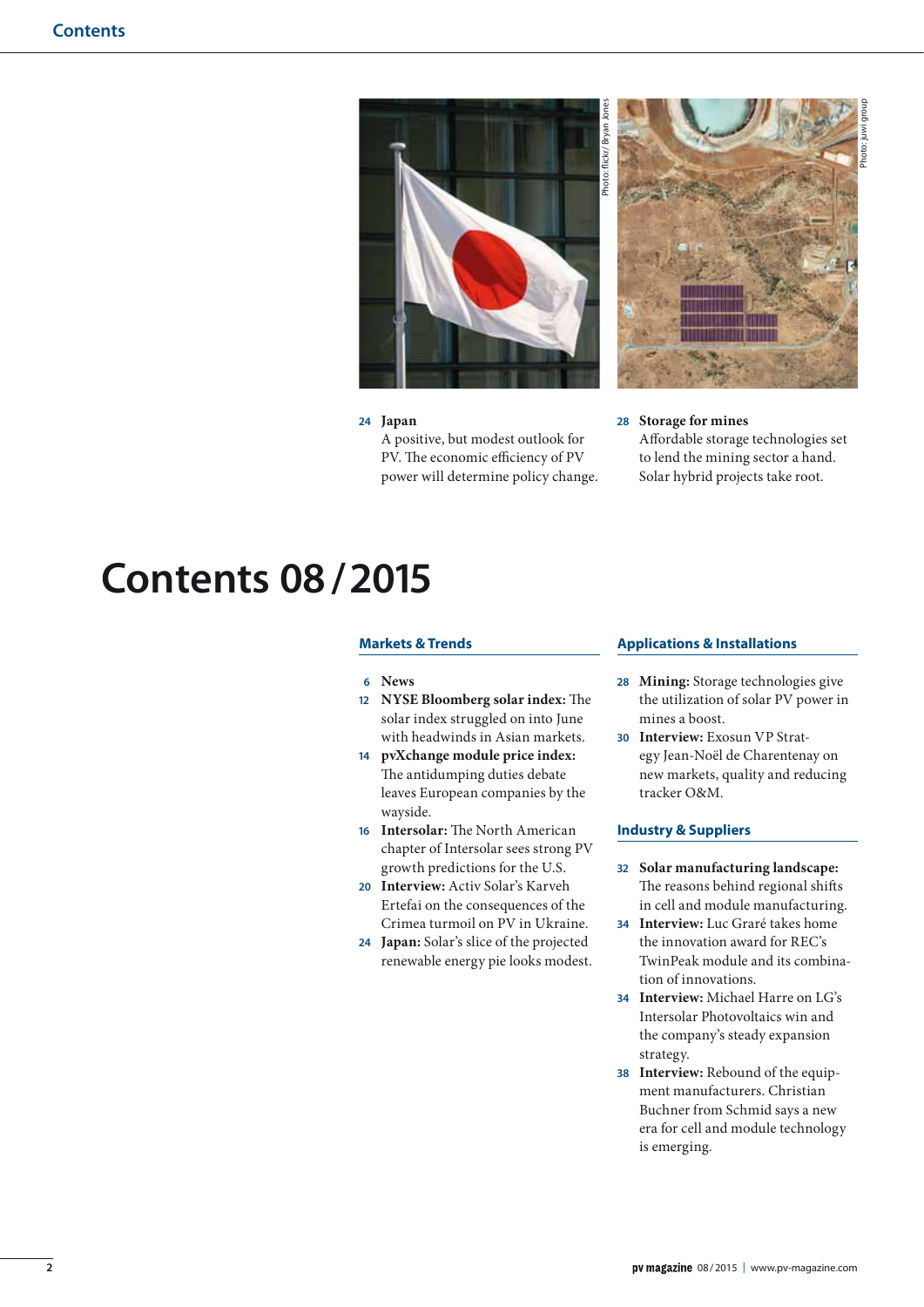Photo: flickr/ Bryan Jones

Photo: juwi group

**24 Japan**
A positive, but modest outlook for PV. The economic efficiency of PV power will determine policy change.

**28 Storage for mines**
Affordable storage technologies set to lend the mining sector a hand. Solar hybrid projects take root.

# Contents 08 / 2015

## Markets & Trends

- **6 News**
- **12 NYSE Bloomberg solar index:** The solar index struggled on into June with headwinds in Asian markets.
- **14 pvXchange module price index:** The antidumping duties debate leaves European companies by the wayside.
- **16 Intersolar:** The North American chapter of Intersolar sees strong PV growth predictions for the U.S.
- **20 Interview:** Activ Solar's Karveh Ertefai on the consequences of the Crimea turmoil on PV in Ukraine.
- **24 Japan:** Solar's slice of the projected renewable energy pie looks modest.

## Applications & Installations

- **28 Mining:** Storage technologies give the utilization of solar PV power in mines a boost.
- **30 Interview:** Exosun VP Strategy Jean-Noël de Charentenay on new markets, quality and reducing tracker O&M.

## Industry & Suppliers

- **32 Solar manufacturing landscape:** The reasons behind regional shifts in cell and module manufacturing.
- **34 Interview:** Luc Graré takes home the innovation award for REC's TwinPeak module and its combination of innovations.
- **34 Interview:** Michael Harre on LG's Intersolar Photovoltaics win and the company's steady expansion strategy.
- **38 Interview:** Rebound of the equipment manufacturers. Christian Buchner from Schmid says a new era for cell and module technology is emerging.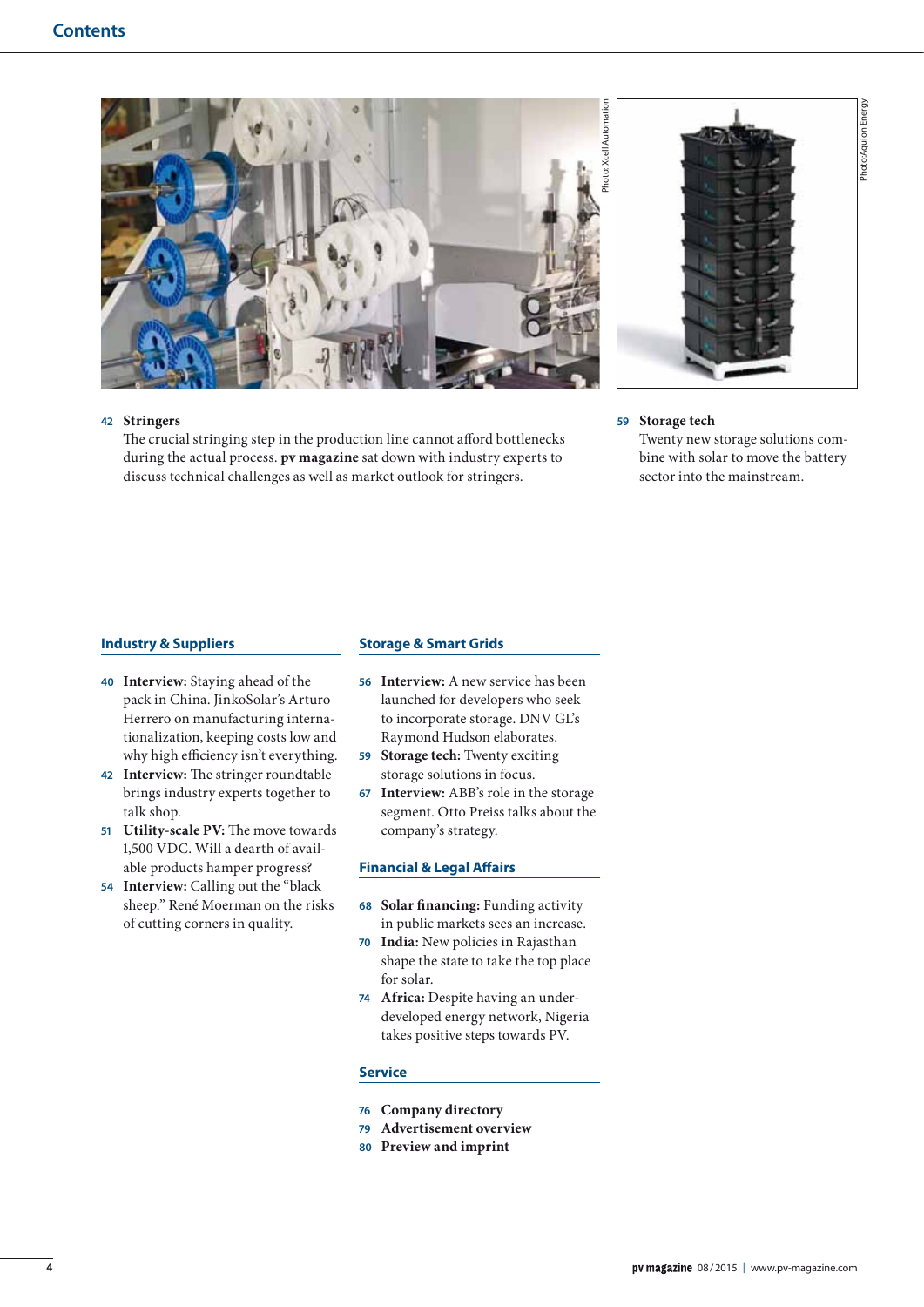# Contents

Photo: Xcell Automation

Photo: Aquion Energy

**42 Stringers**
The crucial stringing step in the production line cannot afford bottlenecks during the actual process. **pv magazine** sat down with industry experts to discuss technical challenges as well as market outlook for stringers.

**59 Storage tech**
Twenty new storage solutions combine with solar to move the battery sector into the mainstream.

## Industry & Suppliers

- **40 Interview:** Staying ahead of the pack in China. JinkoSolar's Arturo Herrero on manufacturing internationalization, keeping costs low and why high efficiency isn't everything.
- **42 Interview:** The stringer roundtable brings industry experts together to talk shop.
- **51 Utility-scale PV:** The move towards 1,500 VDC. Will a dearth of available products hamper progress?
- **54 Interview:** Calling out the "black sheep." René Moerman on the risks of cutting corners in quality.

## Storage & Smart Grids

- **56 Interview:** A new service has been launched for developers who seek to incorporate storage. DNV GL's Raymond Hudson elaborates.
- **59 Storage tech:** Twenty exciting storage solutions in focus.
- **67 Interview:** ABB's role in the storage segment. Otto Preiss talks about the company's strategy.

## Financial & Legal Affairs

- **68 Solar financing:** Funding activity in public markets sees an increase.
- **70 India:** New policies in Rajasthan shape the state to take the top place for solar.
- **74 Africa:** Despite having an underdeveloped energy network, Nigeria takes positive steps towards PV.

## Service

- **76 Company directory**
- **79 Advertisement overview**
- **80 Preview and imprint**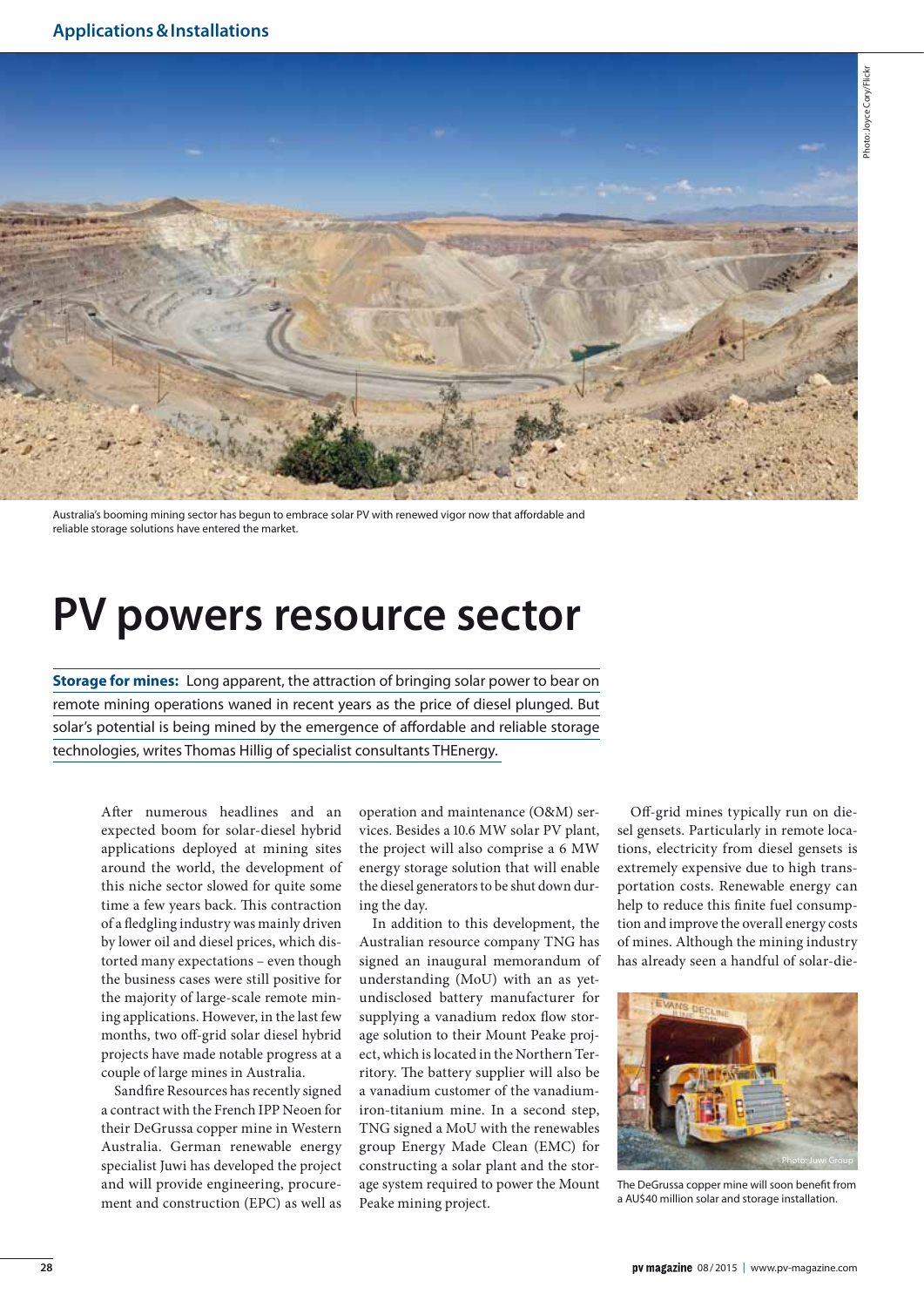Australia's booming mining sector has begun to embrace solar PV with renewed vigor now that affordable and reliable storage solutions have entered the market.

# PV powers resource sector

**Storage for mines:** Long apparent, the attraction of bringing solar power to bear on remote mining operations waned in recent years as the price of diesel plunged. But solar's potential is being mined by the emergence of affordable and reliable storage technologies, writes Thomas Hillig of specialist consultants THEnergy.

After numerous headlines and an expected boom for solar-diesel hybrid applications deployed at mining sites around the world, the development of this niche sector slowed for quite some time a few years back. This contraction of a fledgling industry was mainly driven by lower oil and diesel prices, which distorted many expectations – even though the business cases were still positive for the majority of large-scale remote mining applications. However, in the last few months, two off-grid solar diesel hybrid projects have made notable progress at a couple of large mines in Australia.

Sandfire Resources has recently signed a contract with the French IPP Neoen for their DeGrussa copper mine in Western Australia. German renewable energy specialist Juwi has developed the project and will provide engineering, procurement and construction (EPC) as well as operation and maintenance (O&M) services. Besides a 10.6 MW solar PV plant, the project will also comprise a 6 MW energy storage solution that will enable the diesel generators to be shut down during the day.

In addition to this development, the Australian resource company TNG has signed an inaugural memorandum of understanding (MoU) with an as yet-undisclosed battery manufacturer for supplying a vanadium redox flow storage solution to their Mount Peake project, which is located in the Northern Territory. The battery supplier will also be a vanadium customer of the vanadium-iron-titanium mine. In a second step, TNG signed a MoU with the renewables group Energy Made Clean (EMC) for constructing a solar plant and the storage system required to power the Mount Peake mining project.

Off-grid mines typically run on diesel gensets. Particularly in remote locations, electricity from diesel gensets is extremely expensive due to high transportation costs. Renewable energy can help to reduce this finite fuel consumption and improve the overall energy costs of mines. Although the mining industry has already seen a handful of solar-die-

The DeGrussa copper mine will soon benefit from a AU$40 million solar and storage installation.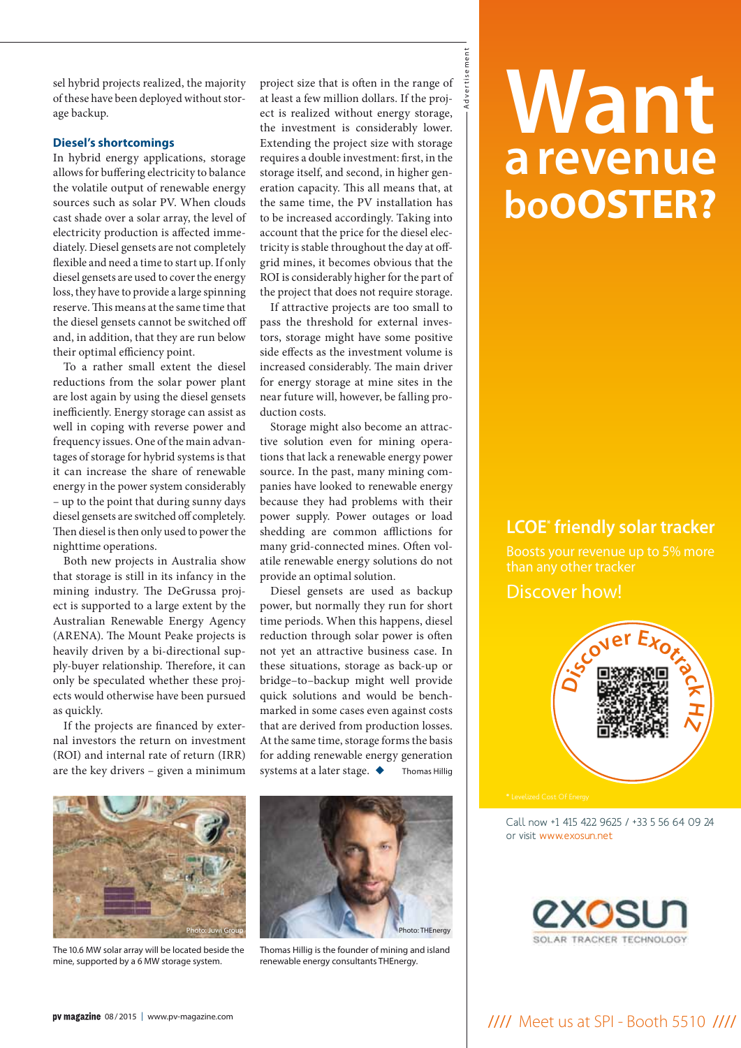sel hybrid projects realized, the majority of these have been deployed without storage backup.

### Diesel's shortcomings

In hybrid energy applications, storage allows for buffering electricity to balance the volatile output of renewable energy sources such as solar PV. When clouds cast shade over a solar array, the level of electricity production is affected immediately. Diesel gensets are not completely flexible and need a time to start up. If only diesel gensets are used to cover the energy loss, they have to provide a large spinning reserve. This means at the same time that the diesel gensets cannot be switched off and, in addition, that they are run below their optimal efficiency point.

To a rather small extent the diesel reductions from the solar power plant are lost again by using the diesel gensets inefficiently. Energy storage can assist as well in coping with reverse power and frequency issues. One of the main advantages of storage for hybrid systems is that it can increase the share of renewable energy in the power system considerably – up to the point that during sunny days diesel gensets are switched off completely. Then diesel is then only used to power the nighttime operations.

Both new projects in Australia show that storage is still in its infancy in the mining industry. The DeGrussa project is supported to a large extent by the Australian Renewable Energy Agency (ARENA). The Mount Peake projects is heavily driven by a bi-directional supply-buyer relationship. Therefore, it can only be speculated whether these projects would otherwise have been pursued as quickly.

If the projects are financed by external investors the return on investment (ROI) and internal rate of return (IRR) are the key drivers – given a minimum project size that is often in the range of at least a few million dollars. If the project is realized without energy storage, the investment is considerably lower. Extending the project size with storage requires a double investment: first, in the storage itself, and second, in higher generation capacity. This all means that, at the same time, the PV installation has to be increased accordingly. Taking into account that the price for the diesel electricity is stable throughout the day at off-grid mines, it becomes obvious that the ROI is considerably higher for the part of the project that does not require storage.

If attractive projects are too small to pass the threshold for external investors, storage might have some positive side effects as the investment volume is increased considerably. The main driver for energy storage at mine sites in the near future will, however, be falling production costs.

Storage might also become an attractive solution even for mining operations that lack a renewable energy power source. In the past, many mining companies have looked to renewable energy because they had problems with their power supply. Power outages or load shedding are common afflictions for many grid-connected mines. Often volatile renewable energy solutions do not provide an optimal solution.

Diesel gensets are used as backup power, but normally they run for short time periods. When this happens, diesel reduction through solar power is often not yet an attractive business case. In these situations, storage as back-up or bridge–to–backup might well provide quick solutions and would be benchmarked in some cases even against costs that are derived from production losses. At the same time, storage forms the basis for adding renewable energy generation systems at a later stage. ◆ Thomas Hillig

Photo: Juwi Group

The 10.6 MW solar array will be located beside the mine, supported by a 6 MW storage system.

Photo: THEnergy

Thomas Hillig is the founder of mining and island renewable energy consultants THEnergy.

Advertisement

# Want a revenue boOOSTER?

**LCOE\* friendly solar tracker**

Boosts your revenue up to 5% more than any other tracker

Discover how!

Discover Exotrack HZ

\* Levelized Cost Of Energy

Call now +1 415 422 9625 / +33 5 56 64 09 24
or visit www.exosun.net

exosun SOLAR TRACKER TECHNOLOGY

//// Meet us at SPI - Booth 5510 ////